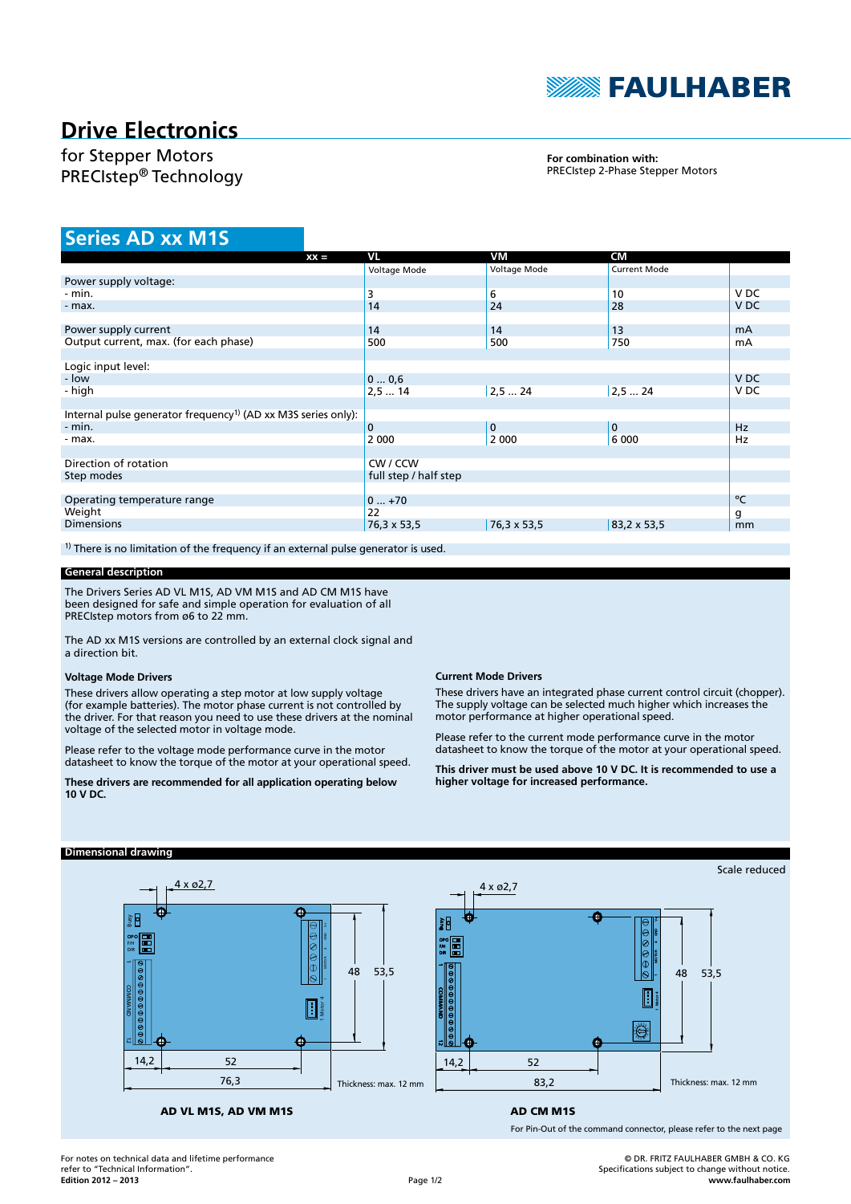# Drive Electronics

for Stepper Motors
PRECIstep® Technology

**For combination with:**
PRECIstep 2-Phase Stepper Motors

## Series AD xx M1S

| xx = | VL | VM | CM | |
|---|---|---|---|---|
| | Voltage Mode | Voltage Mode | Current Mode | |
| Power supply voltage: | | | | |
| - min. | 3 | 6 | 10 | V DC |
| - max. | 14 | 24 | 28 | V DC |
| | | | | |
| Power supply current | 14 | 14 | 13 | mA |
| Output current, max. (for each phase) | 500 | 500 | 750 | mA |
| | | | | |
| Logic input level: | | | | |
| - low | 0 ... 0,6 | | | V DC |
| - high | 2,5 ... 14 | 2,5 ... 24 | 2,5 ... 24 | V DC |
| | | | | |
| Internal pulse generator frequency[1] (AD xx M3S series only): | | | | |
| - min. | 0 | 0 | 0 | Hz |
| - max. | 2 000 | 2 000 | 6 000 | Hz |
| | | | | |
| Direction of rotation | CW / CCW | | | |
| Step modes | full step / half step | | | |
| | | | | |
| Operating temperature range | 0 ... +70 | | | °C |
| Weight | 22 | | | g |
| Dimensions | 76,3 x 53,5 | 76,3 x 53,5 | 83,2 x 53,5 | mm |

[1] There is no limitation of the frequency if an external pulse generator is used.

### General description

The Drivers Series AD VL M1S, AD VM M1S and AD CM M1S have been designed for safe and simple operation for evaluation of all PRECIstep motors from ø6 to 22 mm.

The AD xx M1S versions are controlled by an external clock signal and a direction bit.

**Voltage Mode Drivers**

These drivers allow operating a step motor at low supply voltage (for example batteries). The motor phase current is not controlled by the driver. For that reason you need to use these drivers at the nominal voltage of the selected motor in voltage mode.

Please refer to the voltage mode performance curve in the motor datasheet to know the torque of the motor at your operational speed.

**These drivers are recommended for all application operating below 10 V DC.**

**Current Mode Drivers**

These drivers have an integrated phase current control circuit (chopper). The supply voltage can be selected much higher which increases the motor performance at higher operational speed.

Please refer to the current mode performance curve in the motor datasheet to know the torque of the motor at your operational speed.

**This driver must be used above 10 V DC. It is recommended to use a higher voltage for increased performance.**

### Dimensional drawing

Scale reduced

4 x ø2,7 — 48 — 53,5 — 14,2 — 52 — 76,3 — Thickness: max. 12 mm

**AD VL M1S, AD VM M1S**

4 x ø2,7 — 48 — 53,5 — 14,2 — 52 — 83,2 — Thickness: max. 12 mm

**AD CM M1S**

For Pin-Out of the command connector, please refer to the next page

For notes on technical data and lifetime performance refer to “Technical Information”.
**Edition 2012 – 2013**

© DR. FRITZ FAULHABER GMBH & CO. KG
Specifications subject to change without notice.
**www.faulhaber.com**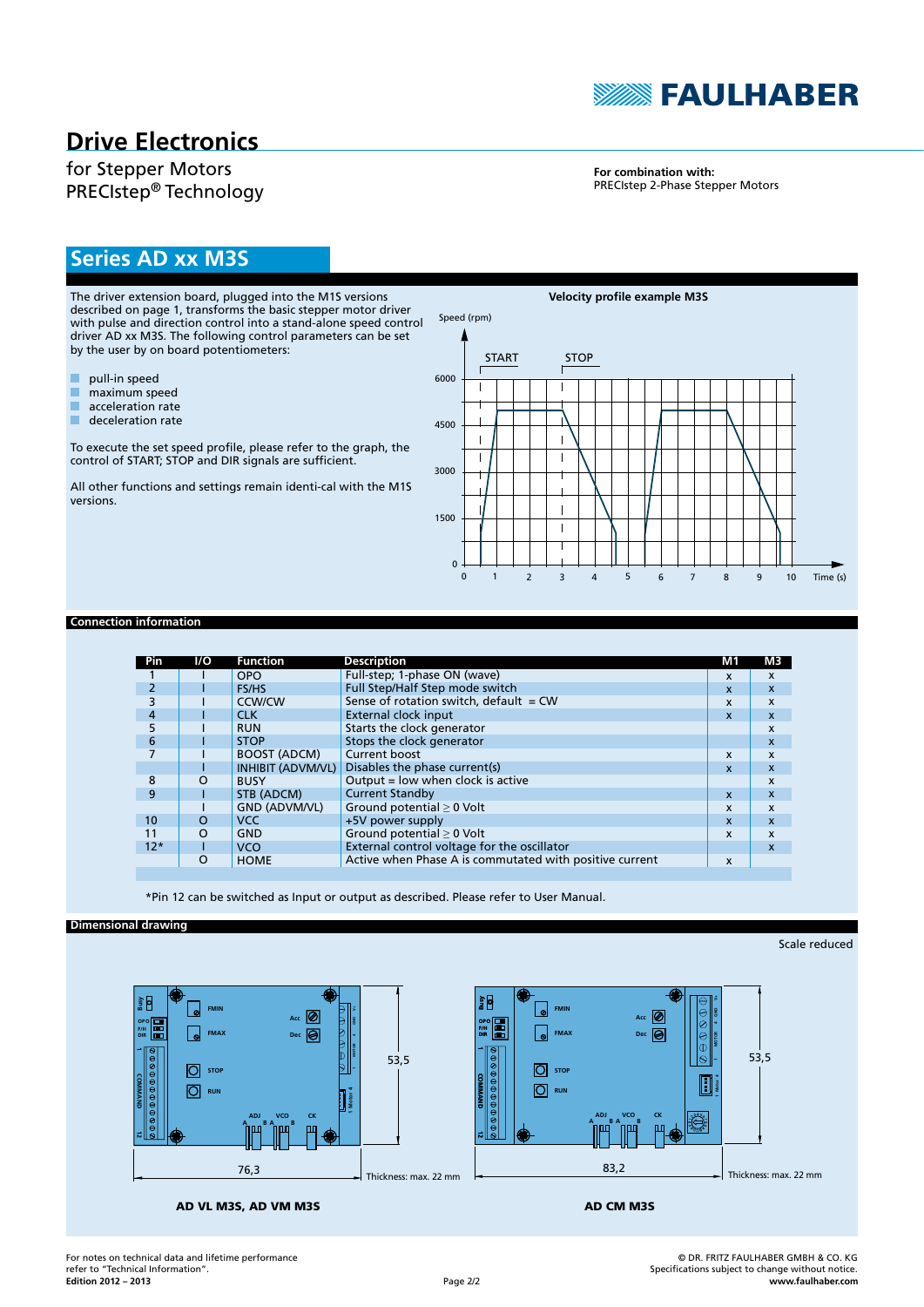# Drive Electronics

for Stepper Motors
PRECIstep® Technology

**For combination with:**
PRECIstep 2-Phase Stepper Motors

## Series AD xx M3S

The driver extension board, plugged into the M1S versions described on page 1, transforms the basic stepper motor driver with pulse and direction control into a stand-alone speed control driver AD xx M3S. The following control parameters can be set by the user by on board potentiometers:

- pull-in speed
- maximum speed
- acceleration rate
- deceleration rate

To execute the set speed profile, please refer to the graph, the control of START; STOP and DIR signals are sufficient.

All other functions and settings remain identi-cal with the M1S versions.

**Velocity profile example M3S**

Speed (rpm)
START
STOP
6000
4500
3000
1500
0
0 1 2 3 4 5 6 7 8 9 10 Time (s)

### Connection information

| Pin | I/O | Function | Description | M1 | M3 |
|---|---|---|---|---|---|
| 1 | I | OPO | Full-step; 1-phase ON (wave) | x | x |
| 2 | I | FS/HS | Full Step/Half Step mode switch | x | x |
| 3 | I | CCW/CW | Sense of rotation switch, default = CW | x | x |
| 4 | I | CLK | External clock input | x | x |
| 5 | I | RUN | Starts the clock generator | | x |
| 6 | I | STOP | Stops the clock generator | | x |
| 7 | I | BOOST (ADCM) | Current boost | x | x |
| | I | INHIBIT (ADVM/VL) | Disables the phase current(s) | x | x |
| 8 | O | BUSY | Output = low when clock is active | | x |
| 9 | I | STB (ADCM) | Current Standby | x | x |
| | I | GND (ADVM/VL) | Ground potential ≥ 0 Volt | x | x |
| 10 | O | VCC | +5V power supply | x | x |
| 11 | O | GND | Ground potential ≥ 0 Volt | x | x |
| 12* | I | VCO | External control voltage for the oscillator | | x |
| | O | HOME | Active when Phase A is commutated with positive current | x | |

*Pin 12 can be switched as Input or output as described. Please refer to User Manual.

### Dimensional drawing

Scale reduced

53,5
76,3
Thickness: max. 22 mm

**AD VL M3S, AD VM M3S**

53,5
83,2
Thickness: max. 22 mm

**AD CM M3S**

For notes on technical data and lifetime performance refer to "Technical Information".
**Edition 2012 – 2013**

© DR. FRITZ FAULHABER GMBH & CO. KG
Specifications subject to change without notice.
**www.faulhaber.com**